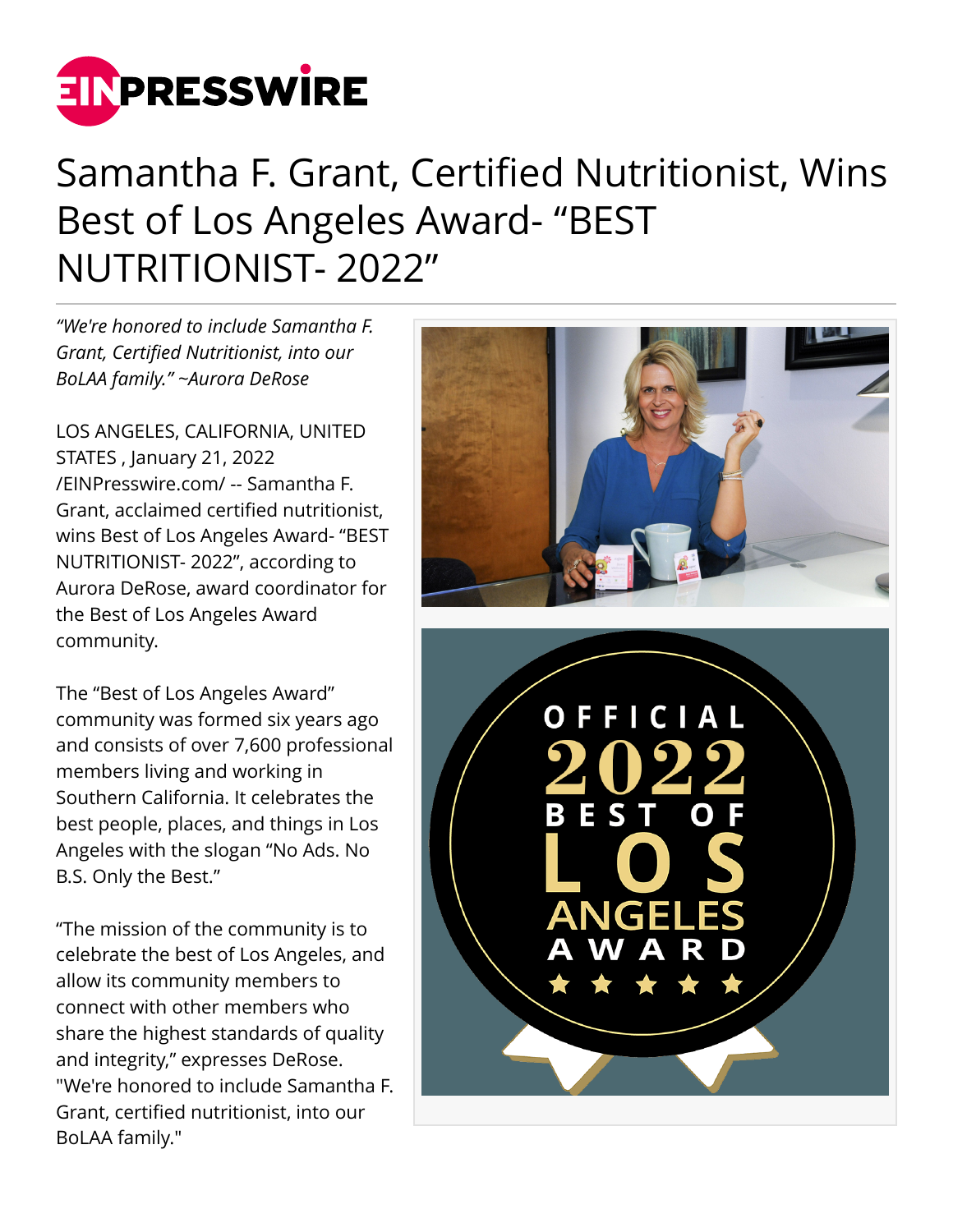# Samantha F. Grant, Certified Nutritionist, Wins Best of Los Angeles Award- "BEST NUTRITIONIST- 2022"

*"We're honored to include Samantha F. Grant, Certified Nutritionist, into our BoLAA family." ~Aurora DeRose*

LOS ANGELES, CALIFORNIA, UNITED STATES , January 21, 2022 /EINPresswire.com/ -- Samantha F. Grant, acclaimed certified nutritionist, wins Best of Los Angeles Award- "BEST NUTRITIONIST- 2022", according to Aurora DeRose, award coordinator for the Best of Los Angeles Award community.

The "Best of Los Angeles Award" community was formed six years ago and consists of over 7,600 professional members living and working in Southern California. It celebrates the best people, places, and things in Los Angeles with the slogan "No Ads. No B.S. Only the Best."

"The mission of the community is to celebrate the best of Los Angeles, and allow its community members to connect with other members who share the highest standards of quality and integrity," expresses DeRose. "We're honored to include Samantha F. Grant, certified nutritionist, into our BoLAA family."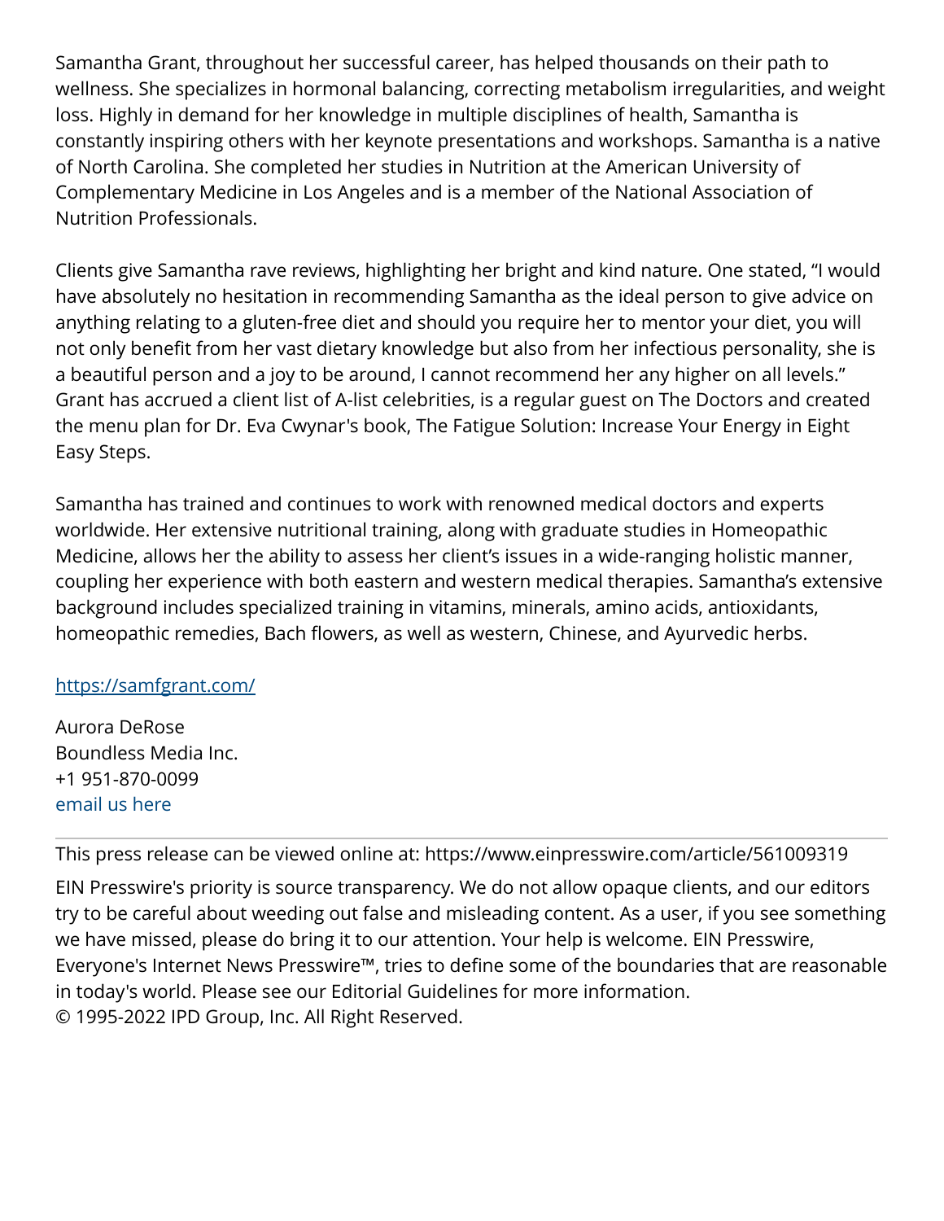Samantha Grant, throughout her successful career, has helped thousands on their path to wellness. She specializes in hormonal balancing, correcting metabolism irregularities, and weight loss. Highly in demand for her knowledge in multiple disciplines of health, Samantha is constantly inspiring others with her keynote presentations and workshops. Samantha is a native of North Carolina. She completed her studies in Nutrition at the American University of Complementary Medicine in Los Angeles and is a member of the National Association of Nutrition Professionals.

Clients give Samantha rave reviews, highlighting her bright and kind nature. One stated, "I would have absolutely no hesitation in recommending Samantha as the ideal person to give advice on anything relating to a gluten-free diet and should you require her to mentor your diet, you will not only benefit from her vast dietary knowledge but also from her infectious personality, she is a beautiful person and a joy to be around, I cannot recommend her any higher on all levels." Grant has accrued a client list of A-list celebrities, is a regular guest on The Doctors and created the menu plan for Dr. Eva Cwynar's book, The Fatigue Solution: Increase Your Energy in Eight Easy Steps.

Samantha has trained and continues to work with renowned medical doctors and experts worldwide. Her extensive nutritional training, along with graduate studies in Homeopathic Medicine, allows her the ability to assess her client's issues in a wide-ranging holistic manner, coupling her experience with both eastern and western medical therapies. Samantha's extensive background includes specialized training in vitamins, minerals, amino acids, antioxidants, homeopathic remedies, Bach flowers, as well as western, Chinese, and Ayurvedic herbs.

https://samfgrant.com/

Aurora DeRose
Boundless Media Inc.
+1 951-870-0099
email us here

---

This press release can be viewed online at: https://www.einpresswire.com/article/561009319

EIN Presswire's priority is source transparency. We do not allow opaque clients, and our editors try to be careful about weeding out false and misleading content. As a user, if you see something we have missed, please do bring it to our attention. Your help is welcome. EIN Presswire, Everyone's Internet News Presswire™, tries to define some of the boundaries that are reasonable in today's world. Please see our Editorial Guidelines for more information.
© 1995-2022 IPD Group, Inc. All Right Reserved.